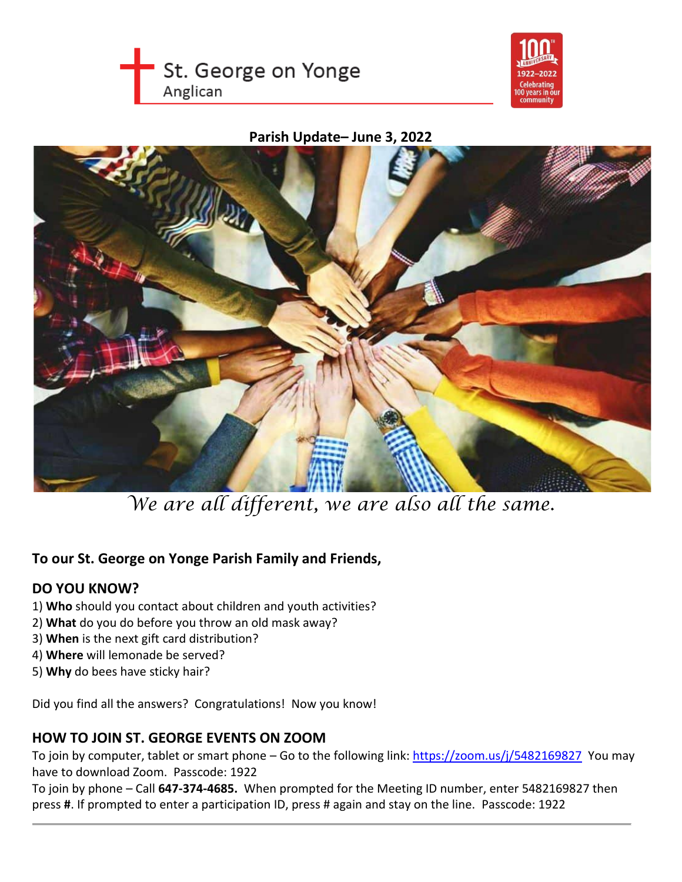St. George on Yonge
Anglican

100th Anniversary 1922–2022 Celebrating 100 years in our community

**Parish Update– June 3, 2022**

*We are all different, we are also all the same.*

**To our St. George on Yonge Parish Family and Friends,**

## DO YOU KNOW?

1) **Who** should you contact about children and youth activities?
2) **What** do you do before you throw an old mask away?
3) **When** is the next gift card distribution?
4) **Where** will lemonade be served?
5) **Why** do bees have sticky hair?

Did you find all the answers? Congratulations! Now you know!

## HOW TO JOIN ST. GEORGE EVENTS ON ZOOM

To join by computer, tablet or smart phone – Go to the following link: https://zoom.us/j/5482169827 You may have to download Zoom. Passcode: 1922

To join by phone – Call **647-374-4685.** When prompted for the Meeting ID number, enter 5482169827 then press **#**. If prompted to enter a participation ID, press # again and stay on the line. Passcode: 1922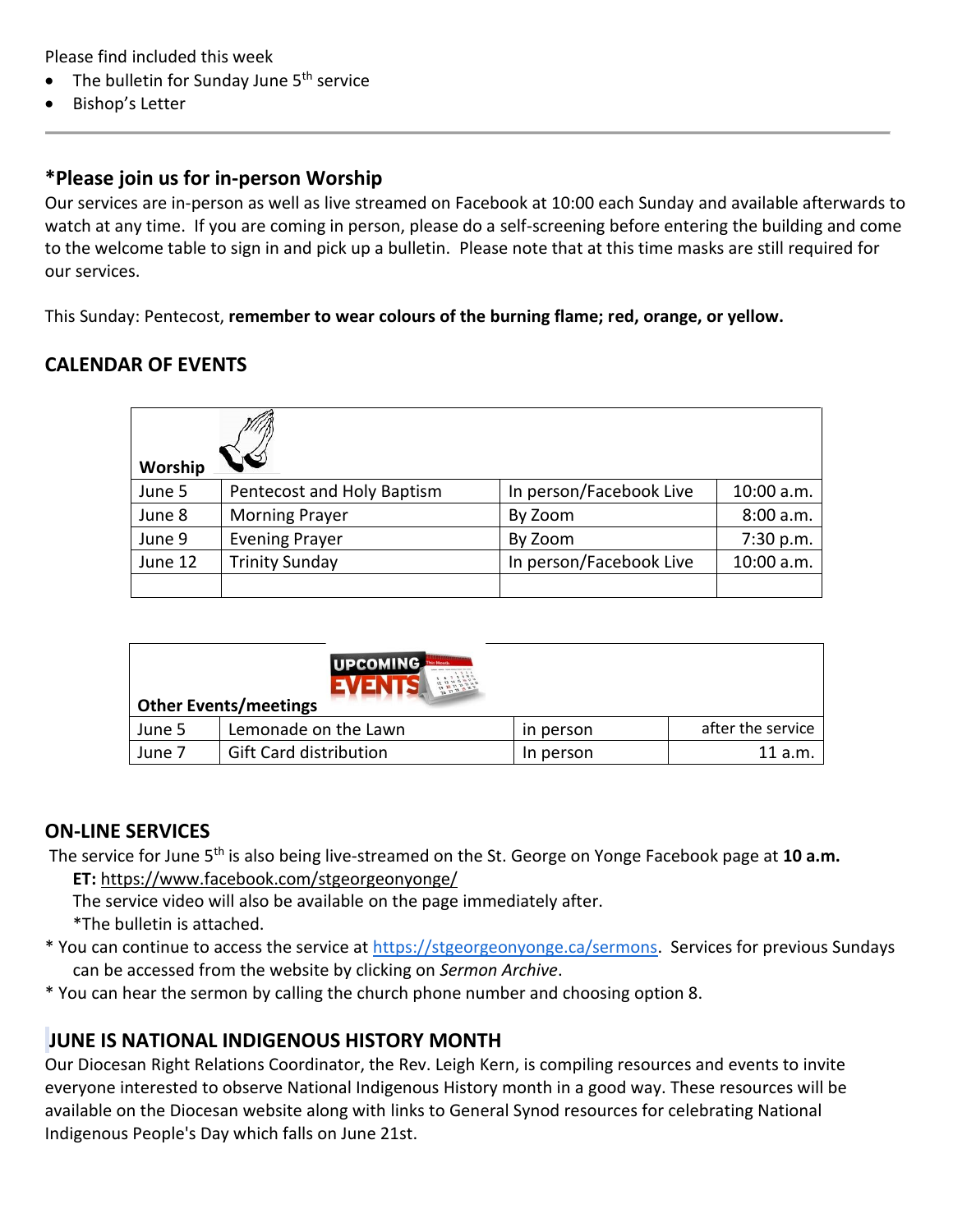Please find included this week

- The bulletin for Sunday June 5th service
- Bishop's Letter

---

## *Please join us for in-person Worship

Our services are in-person as well as live streamed on Facebook at 10:00 each Sunday and available afterwards to watch at any time. If you are coming in person, please do a self-screening before entering the building and come to the welcome table to sign in and pick up a bulletin. Please note that at this time masks are still required for our services.

This Sunday: Pentecost, **remember to wear colours of the burning flame; red, orange, or yellow.**

## CALENDAR OF EVENTS

| **Worship** | | | |
|---|---|---|---|
| June 5 | Pentecost and Holy Baptism | In person/Facebook Live | 10:00 a.m. |
| June 8 | Morning Prayer | By Zoom | 8:00 a.m. |
| June 9 | Evening Prayer | By Zoom | 7:30 p.m. |
| June 12 | Trinity Sunday | In person/Facebook Live | 10:00 a.m. |
| | | | |

| **Other Events/meetings** | | | |
|---|---|---|---|
| June 5 | Lemonade on the Lawn | in person | after the service |
| June 7 | Gift Card distribution | In person | 11 a.m. |

## ON-LINE SERVICES

The service for June 5th is also being live-streamed on the St. George on Yonge Facebook page at **10 a.m. ET:** https://www.facebook.com/stgeorgeonyonge/

The service video will also be available on the page immediately after.

*The bulletin is attached.

* You can continue to access the service at https://stgeorgeonyonge.ca/sermons. Services for previous Sundays can be accessed from the website by clicking on *Sermon Archive*.
* You can hear the sermon by calling the church phone number and choosing option 8.

## JUNE IS NATIONAL INDIGENOUS HISTORY MONTH

Our Diocesan Right Relations Coordinator, the Rev. Leigh Kern, is compiling resources and events to invite everyone interested to observe National Indigenous History month in a good way. These resources will be available on the Diocesan website along with links to General Synod resources for celebrating National Indigenous People's Day which falls on June 21st.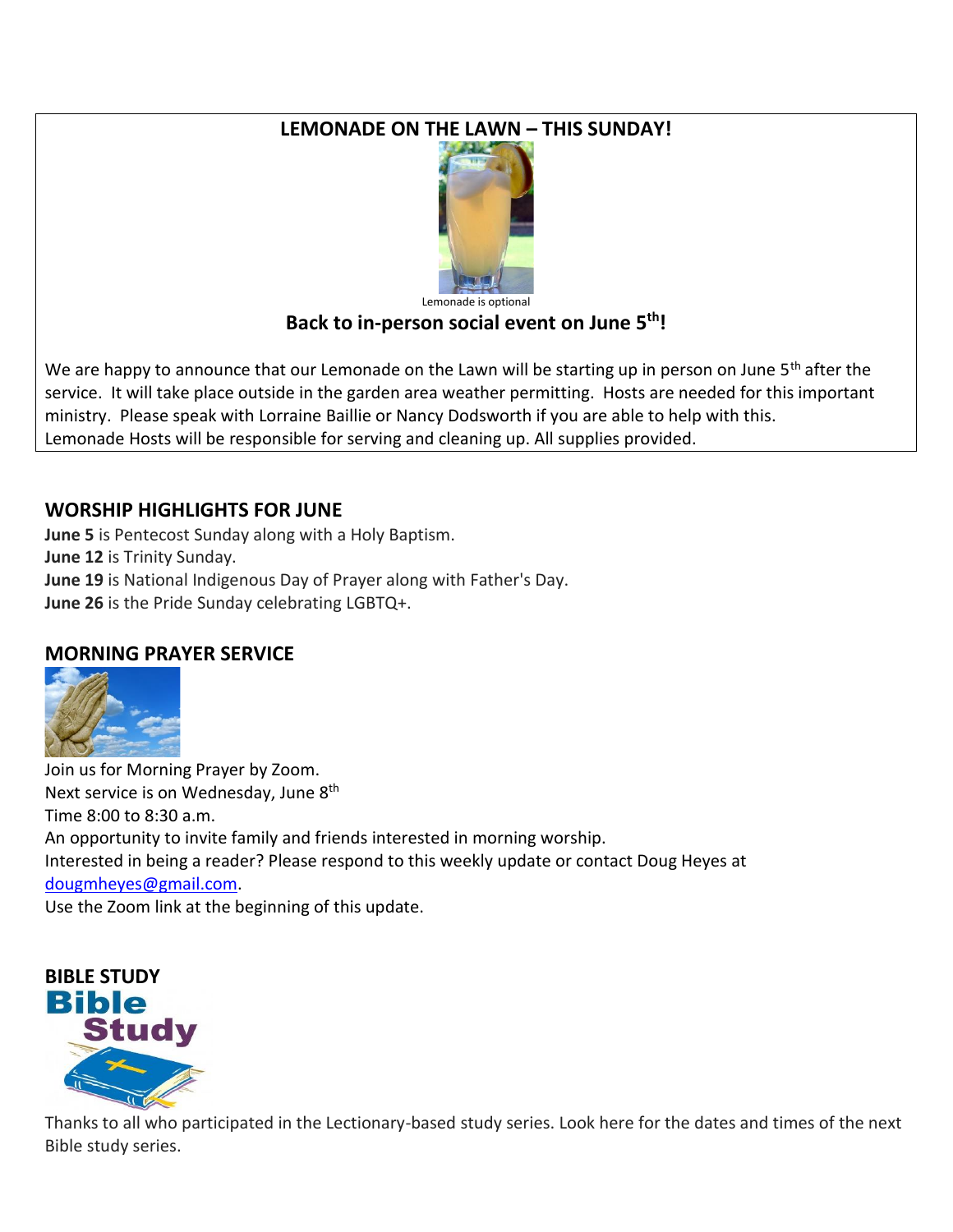## LEMONADE ON THE LAWN – THIS SUNDAY!

Lemonade is optional

**Back to in-person social event on June 5th!**

We are happy to announce that our Lemonade on the Lawn will be starting up in person on June 5th after the service. It will take place outside in the garden area weather permitting. Hosts are needed for this important ministry. Please speak with Lorraine Baillie or Nancy Dodsworth if you are able to help with this.
Lemonade Hosts will be responsible for serving and cleaning up. All supplies provided.

## WORSHIP HIGHLIGHTS FOR JUNE

**June 5** is Pentecost Sunday along with a Holy Baptism.
**June 12** is Trinity Sunday.
**June 19** is National Indigenous Day of Prayer along with Father's Day.
**June 26** is the Pride Sunday celebrating LGBTQ+.

## MORNING PRAYER SERVICE

Join us for Morning Prayer by Zoom.
Next service is on Wednesday, June 8th
Time 8:00 to 8:30 a.m.
An opportunity to invite family and friends interested in morning worship.
Interested in being a reader? Please respond to this weekly update or contact Doug Heyes at dougmheyes@gmail.com.
Use the Zoom link at the beginning of this update.

## BIBLE STUDY

Thanks to all who participated in the Lectionary-based study series. Look here for the dates and times of the next Bible study series.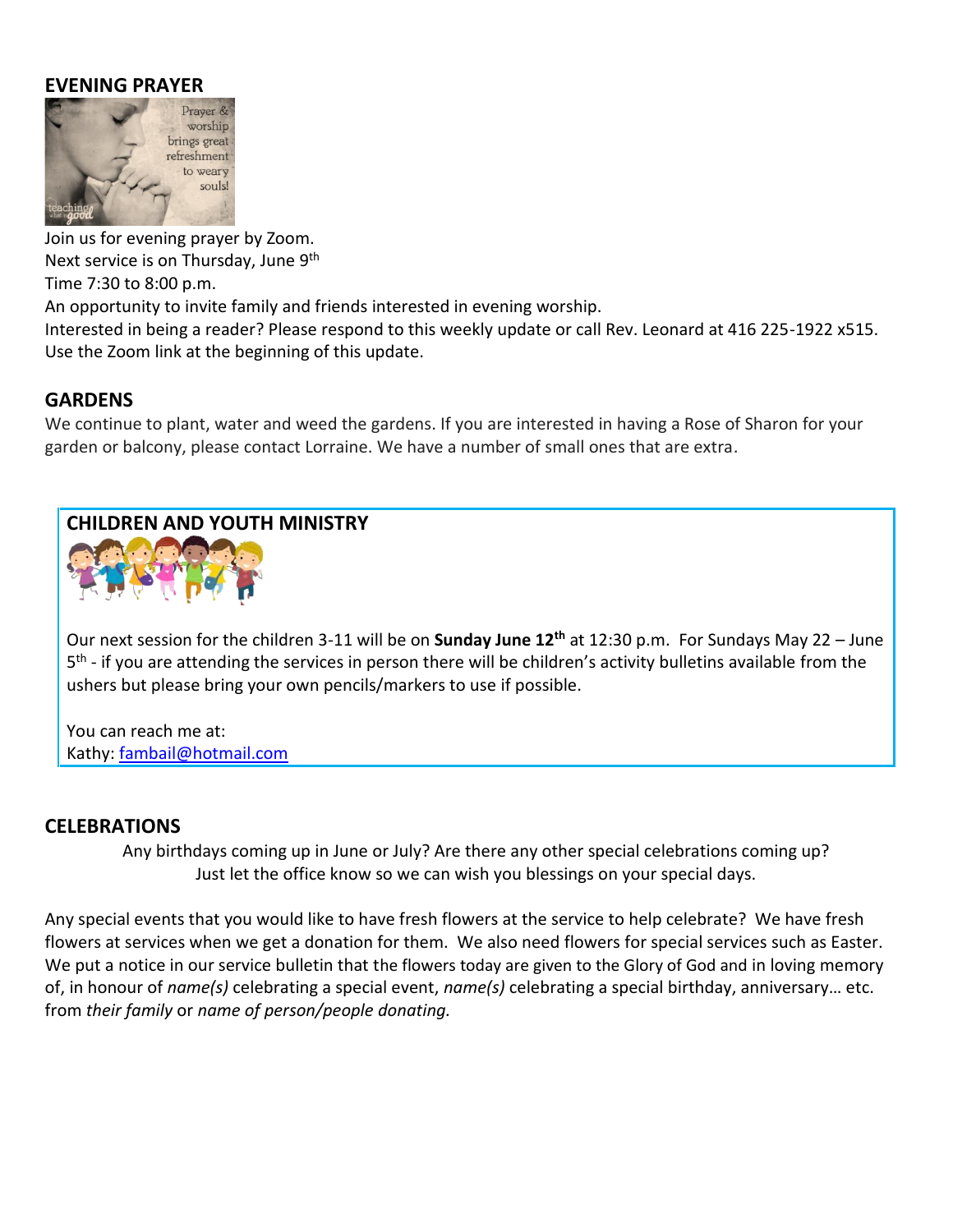## EVENING PRAYER

Join us for evening prayer by Zoom.
Next service is on Thursday, June 9th
Time 7:30 to 8:00 p.m.
An opportunity to invite family and friends interested in evening worship.
Interested in being a reader? Please respond to this weekly update or call Rev. Leonard at 416 225-1922 x515.
Use the Zoom link at the beginning of this update.

## GARDENS

We continue to plant, water and weed the gardens. If you are interested in having a Rose of Sharon for your garden or balcony, please contact Lorraine. We have a number of small ones that are extra.

## CHILDREN AND YOUTH MINISTRY

Our next session for the children 3-11 will be on **Sunday June 12th** at 12:30 p.m. For Sundays May 22 – June 5th - if you are attending the services in person there will be children's activity bulletins available from the ushers but please bring your own pencils/markers to use if possible.

You can reach me at:
Kathy: fambail@hotmail.com

## CELEBRATIONS

Any birthdays coming up in June or July? Are there any other special celebrations coming up?
Just let the office know so we can wish you blessings on your special days.

Any special events that you would like to have fresh flowers at the service to help celebrate? We have fresh flowers at services when we get a donation for them. We also need flowers for special services such as Easter. We put a notice in our service bulletin that the flowers today are given to the Glory of God and in loving memory of, in honour of *name(s)* celebrating a special event, *name(s)* celebrating a special birthday, anniversary… etc. from *their family* or *name of person/people donating.*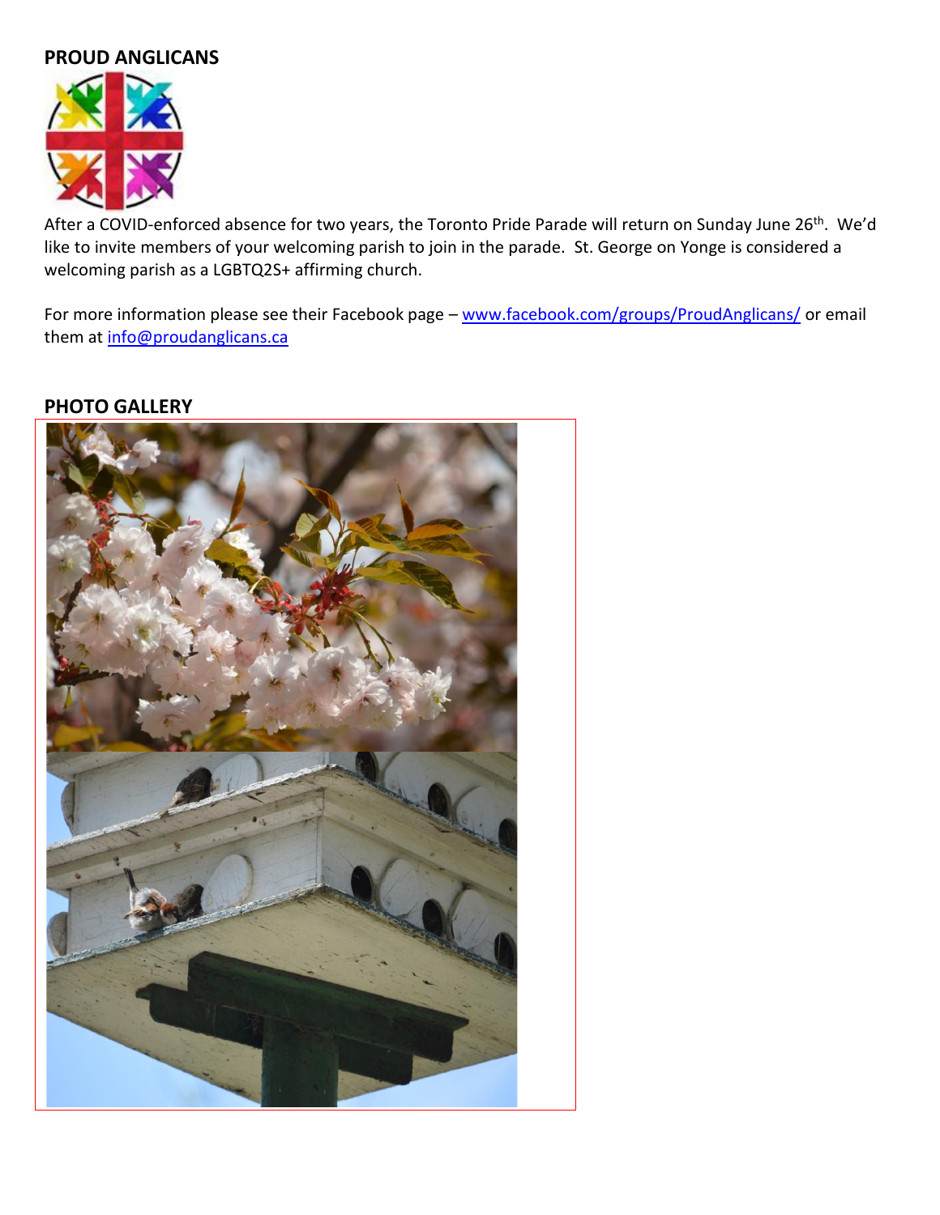## PROUD ANGLICANS

After a COVID-enforced absence for two years, the Toronto Pride Parade will return on Sunday June 26th. We'd like to invite members of your welcoming parish to join in the parade. St. George on Yonge is considered a welcoming parish as a LGBTQ2S+ affirming church.

For more information please see their Facebook page – www.facebook.com/groups/ProudAnglicans/ or email them at info@proudanglicans.ca

## PHOTO GALLERY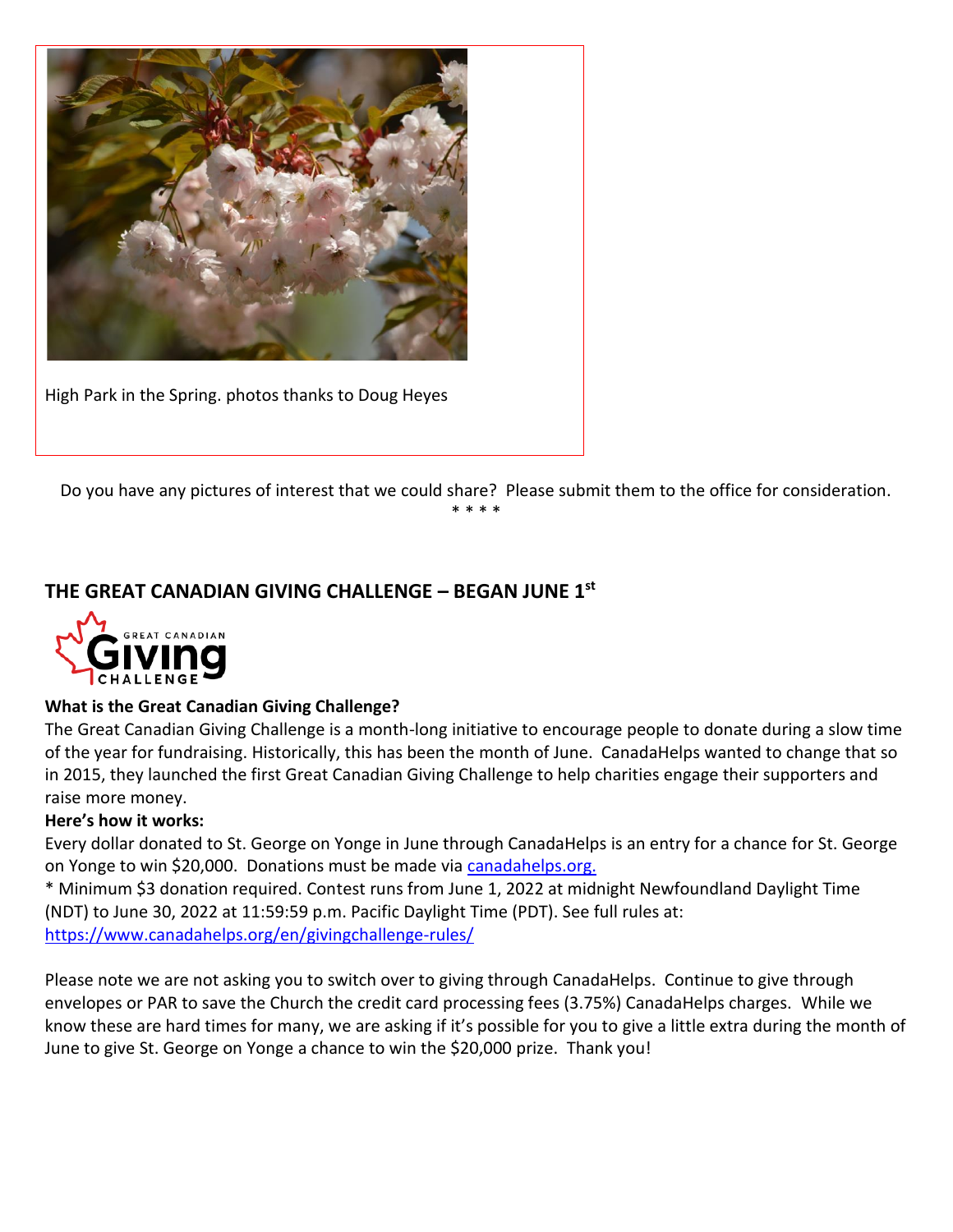High Park in the Spring. photos thanks to Doug Heyes

Do you have any pictures of interest that we could share? Please submit them to the office for consideration.

* * * *

## THE GREAT CANADIAN GIVING CHALLENGE – BEGAN JUNE 1st

**What is the Great Canadian Giving Challenge?**

The Great Canadian Giving Challenge is a month-long initiative to encourage people to donate during a slow time of the year for fundraising. Historically, this has been the month of June. CanadaHelps wanted to change that so in 2015, they launched the first Great Canadian Giving Challenge to help charities engage their supporters and raise more money.

**Here's how it works:**

Every dollar donated to St. George on Yonge in June through CanadaHelps is an entry for a chance for St. George on Yonge to win $20,000. Donations must be made via [canadahelps.org.](canadahelps.org)

* Minimum $3 donation required. Contest runs from June 1, 2022 at midnight Newfoundland Daylight Time (NDT) to June 30, 2022 at 11:59:59 p.m. Pacific Daylight Time (PDT). See full rules at: [https://www.canadahelps.org/en/givingchallenge-rules/](https://www.canadahelps.org/en/givingchallenge-rules/)

Please note we are not asking you to switch over to giving through CanadaHelps. Continue to give through envelopes or PAR to save the Church the credit card processing fees (3.75%) CanadaHelps charges. While we know these are hard times for many, we are asking if it's possible for you to give a little extra during the month of June to give St. George on Yonge a chance to win the $20,000 prize. Thank you!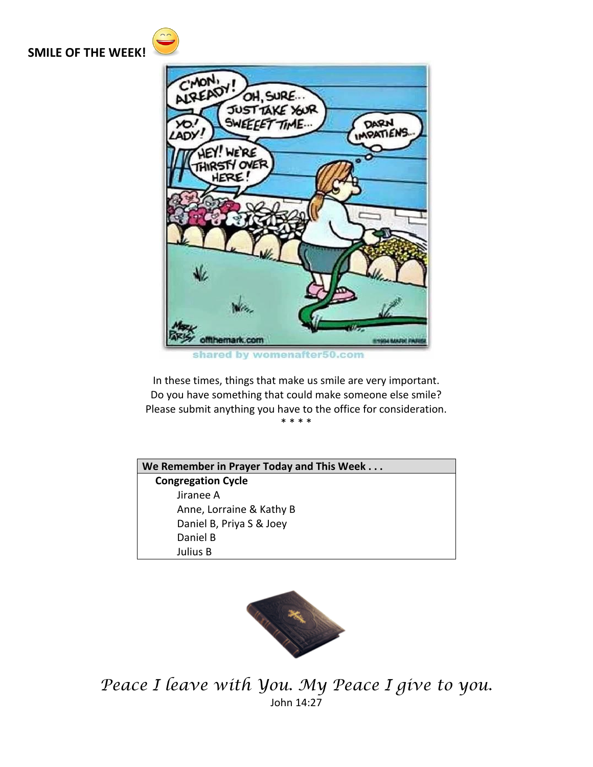**SMILE OF THE WEEK!**

In these times, things that make us smile are very important.
Do you have something that could make someone else smile?
Please submit anything you have to the office for consideration.

\* \* \* \*

| We Remember in Prayer Today and This Week . . . |
|---|
| **Congregation Cycle** |
| Jiranee A |
| Anne, Lorraine & Kathy B |
| Daniel B, Priya S & Joey |
| Daniel B |
| Julius B |

*Peace I leave with You. My Peace I give to you.*
John 14:27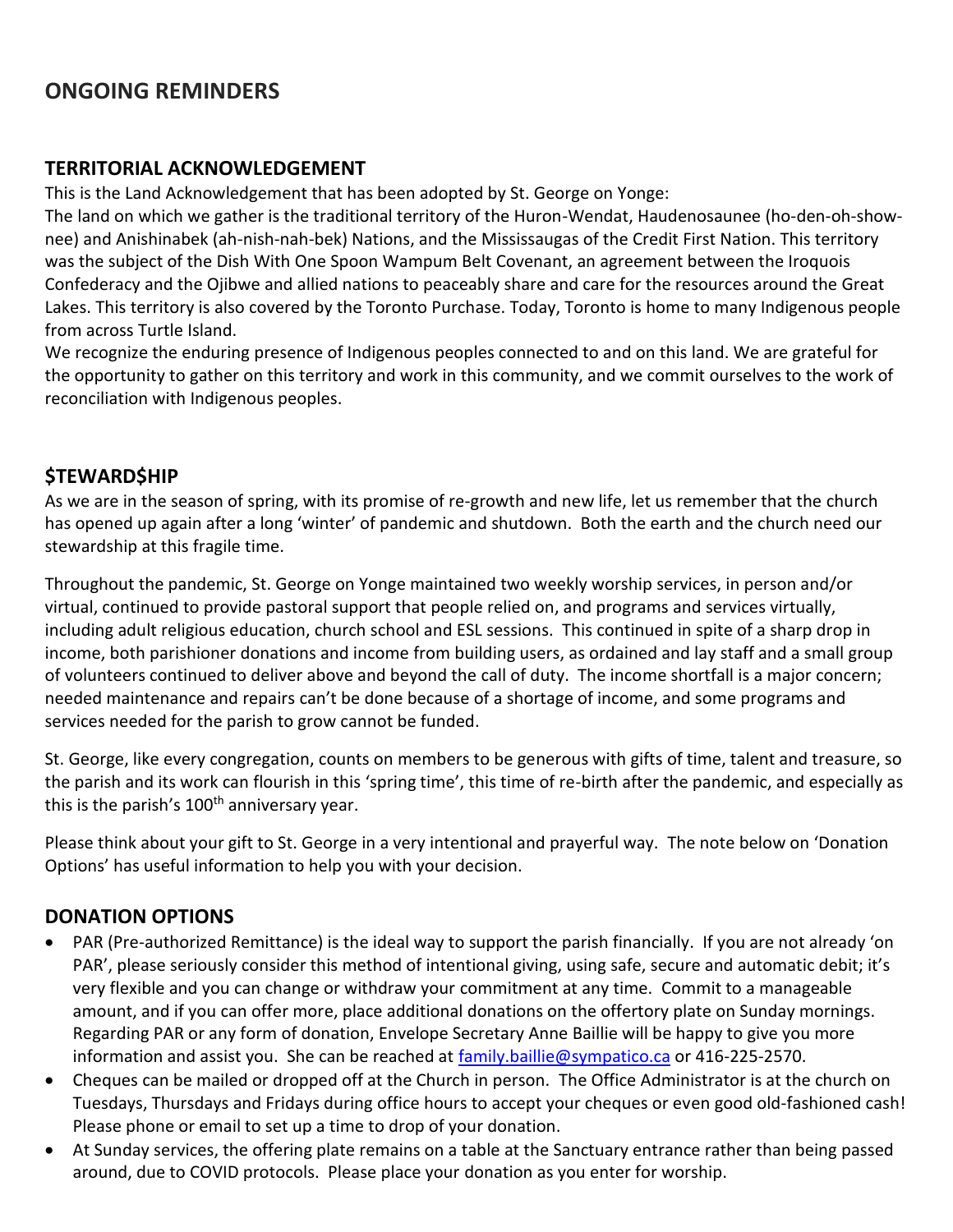# ONGOING REMINDERS

## TERRITORIAL ACKNOWLEDGEMENT

This is the Land Acknowledgement that has been adopted by St. George on Yonge:

The land on which we gather is the traditional territory of the Huron-Wendat, Haudenosaunee (ho-den-oh-show-nee) and Anishinabek (ah-nish-nah-bek) Nations, and the Mississaugas of the Credit First Nation. This territory was the subject of the Dish With One Spoon Wampum Belt Covenant, an agreement between the Iroquois Confederacy and the Ojibwe and allied nations to peaceably share and care for the resources around the Great Lakes. This territory is also covered by the Toronto Purchase. Today, Toronto is home to many Indigenous people from across Turtle Island.

We recognize the enduring presence of Indigenous peoples connected to and on this land. We are grateful for the opportunity to gather on this territory and work in this community, and we commit ourselves to the work of reconciliation with Indigenous peoples.

## $TEWARD$HIP

As we are in the season of spring, with its promise of re-growth and new life, let us remember that the church has opened up again after a long 'winter' of pandemic and shutdown. Both the earth and the church need our stewardship at this fragile time.

Throughout the pandemic, St. George on Yonge maintained two weekly worship services, in person and/or virtual, continued to provide pastoral support that people relied on, and programs and services virtually, including adult religious education, church school and ESL sessions. This continued in spite of a sharp drop in income, both parishioner donations and income from building users, as ordained and lay staff and a small group of volunteers continued to deliver above and beyond the call of duty. The income shortfall is a major concern; needed maintenance and repairs can't be done because of a shortage of income, and some programs and services needed for the parish to grow cannot be funded.

St. George, like every congregation, counts on members to be generous with gifts of time, talent and treasure, so the parish and its work can flourish in this 'spring time', this time of re-birth after the pandemic, and especially as this is the parish's 100th anniversary year.

Please think about your gift to St. George in a very intentional and prayerful way. The note below on 'Donation Options' has useful information to help you with your decision.

## DONATION OPTIONS

- PAR (Pre-authorized Remittance) is the ideal way to support the parish financially. If you are not already 'on PAR', please seriously consider this method of intentional giving, using safe, secure and automatic debit; it's very flexible and you can change or withdraw your commitment at any time. Commit to a manageable amount, and if you can offer more, place additional donations on the offertory plate on Sunday mornings. Regarding PAR or any form of donation, Envelope Secretary Anne Baillie will be happy to give you more information and assist you. She can be reached at family.baillie@sympatico.ca or 416-225-2570.
- Cheques can be mailed or dropped off at the Church in person. The Office Administrator is at the church on Tuesdays, Thursdays and Fridays during office hours to accept your cheques or even good old-fashioned cash! Please phone or email to set up a time to drop of your donation.
- At Sunday services, the offering plate remains on a table at the Sanctuary entrance rather than being passed around, due to COVID protocols. Please place your donation as you enter for worship.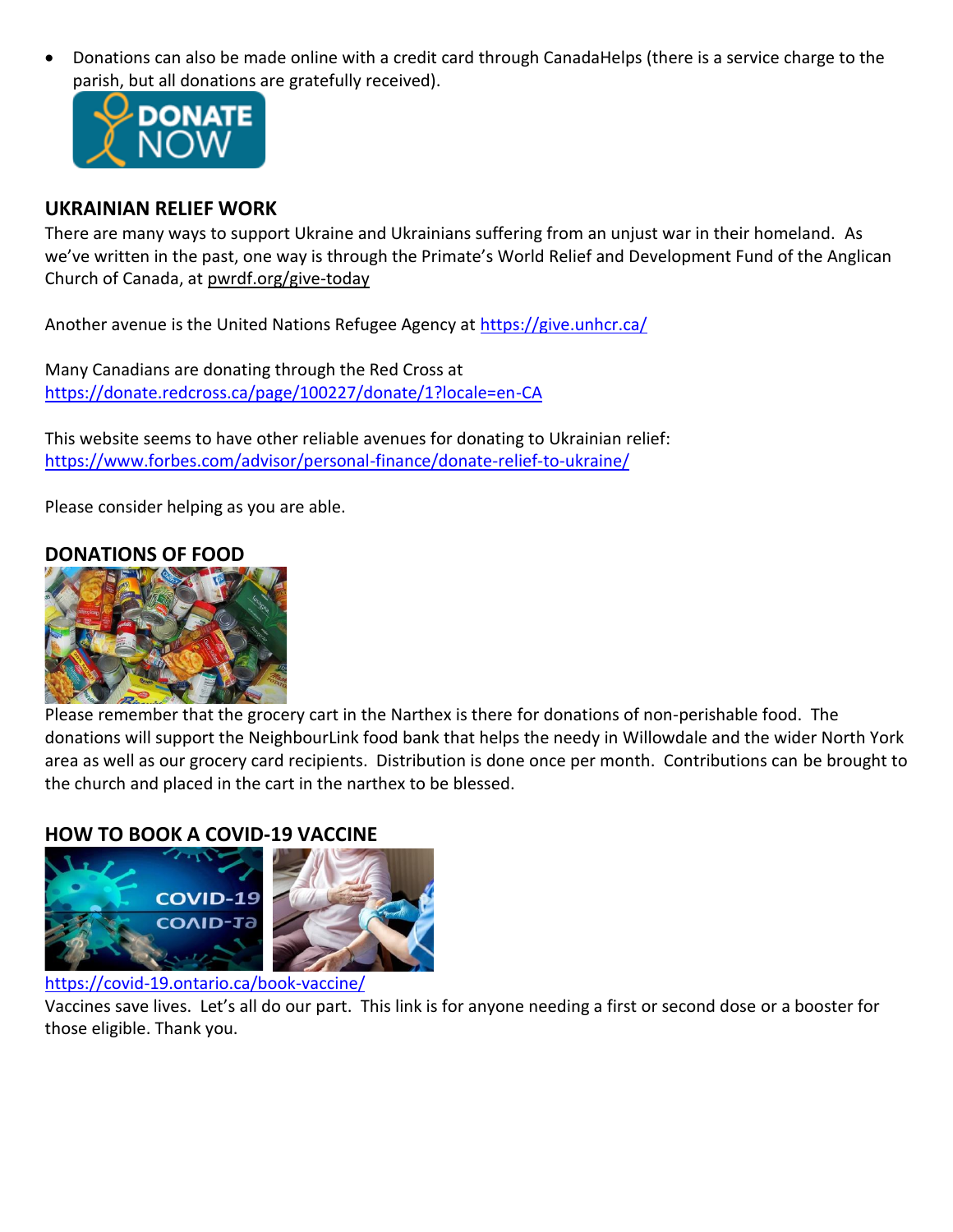- Donations can also be made online with a credit card through CanadaHelps (there is a service charge to the parish, but all donations are gratefully received).

## UKRAINIAN RELIEF WORK

There are many ways to support Ukraine and Ukrainians suffering from an unjust war in their homeland. As we've written in the past, one way is through the Primate's World Relief and Development Fund of the Anglican Church of Canada, at pwrdf.org/give-today

Another avenue is the United Nations Refugee Agency at https://give.unhcr.ca/

Many Canadians are donating through the Red Cross at https://donate.redcross.ca/page/100227/donate/1?locale=en-CA

This website seems to have other reliable avenues for donating to Ukrainian relief: https://www.forbes.com/advisor/personal-finance/donate-relief-to-ukraine/

Please consider helping as you are able.

## DONATIONS OF FOOD

Please remember that the grocery cart in the Narthex is there for donations of non-perishable food. The donations will support the NeighbourLink food bank that helps the needy in Willowdale and the wider North York area as well as our grocery card recipients. Distribution is done once per month. Contributions can be brought to the church and placed in the cart in the narthex to be blessed.

## HOW TO BOOK A COVID-19 VACCINE

https://covid-19.ontario.ca/book-vaccine/

Vaccines save lives. Let's all do our part. This link is for anyone needing a first or second dose or a booster for those eligible. Thank you.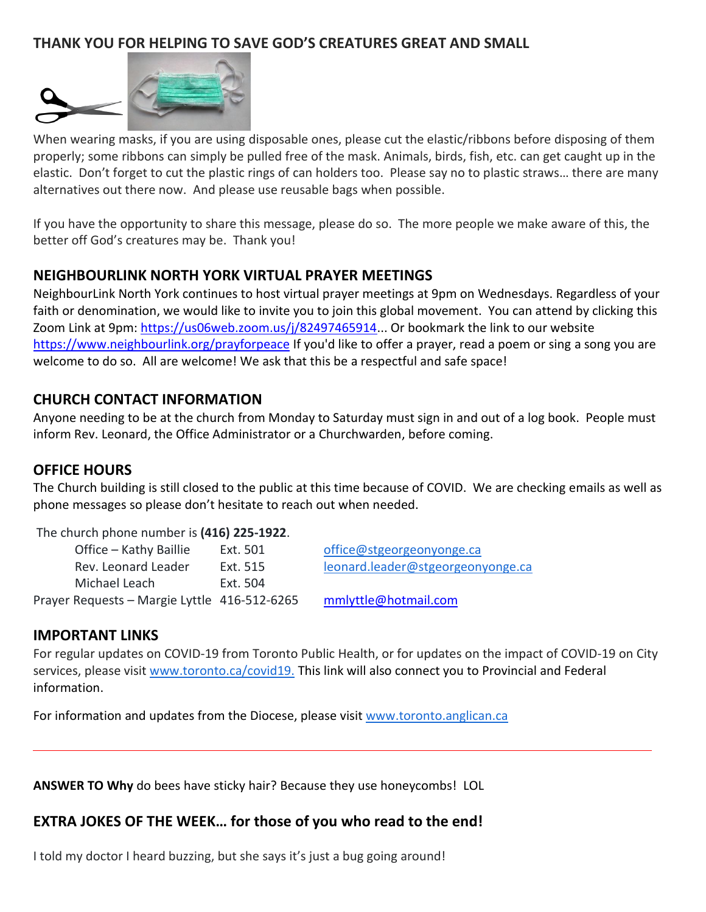## THANK YOU FOR HELPING TO SAVE GOD'S CREATURES GREAT AND SMALL

When wearing masks, if you are using disposable ones, please cut the elastic/ribbons before disposing of them properly; some ribbons can simply be pulled free of the mask. Animals, birds, fish, etc. can get caught up in the elastic. Don't forget to cut the plastic rings of can holders too. Please say no to plastic straws… there are many alternatives out there now. And please use reusable bags when possible.

If you have the opportunity to share this message, please do so. The more people we make aware of this, the better off God's creatures may be. Thank you!

## NEIGHBOURLINK NORTH YORK VIRTUAL PRAYER MEETINGS

NeighbourLink North York continues to host virtual prayer meetings at 9pm on Wednesdays. Regardless of your faith or denomination, we would like to invite you to join this global movement. You can attend by clicking this Zoom Link at 9pm: https://us06web.zoom.us/j/82497465914... Or bookmark the link to our website https://www.neighbourlink.org/prayforpeace If you'd like to offer a prayer, read a poem or sing a song you are welcome to do so. All are welcome! We ask that this be a respectful and safe space!

## CHURCH CONTACT INFORMATION

Anyone needing to be at the church from Monday to Saturday must sign in and out of a log book. People must inform Rev. Leonard, the Office Administrator or a Churchwarden, before coming.

## OFFICE HOURS

The Church building is still closed to the public at this time because of COVID. We are checking emails as well as phone messages so please don't hesitate to reach out when needed.

The church phone number is **(416) 225-1922**.

| | | |
|---|---|---|
| Office – Kathy Baillie | Ext. 501 | office@stgeorgeonyonge.ca |
| Rev. Leonard Leader | Ext. 515 | leonard.leader@stgeorgeonyonge.ca |
| Michael Leach | Ext. 504 | |
| Prayer Requests – Margie Lyttle | 416-512-6265 | mmlyttle@hotmail.com |

## IMPORTANT LINKS

For regular updates on COVID-19 from Toronto Public Health, or for updates on the impact of COVID-19 on City services, please visit www.toronto.ca/covid19. This link will also connect you to Provincial and Federal information.

For information and updates from the Diocese, please visit www.toronto.anglican.ca

---

**ANSWER TO Why** do bees have sticky hair? Because they use honeycombs! LOL

## EXTRA JOKES OF THE WEEK… for those of you who read to the end!

I told my doctor I heard buzzing, but she says it's just a bug going around!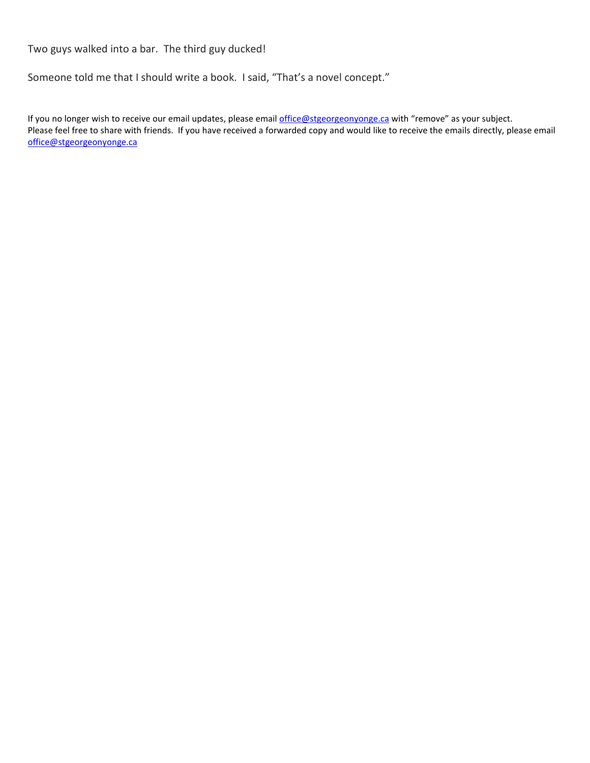Two guys walked into a bar. The third guy ducked!

Someone told me that I should write a book. I said, "That's a novel concept."

If you no longer wish to receive our email updates, please email office@stgeorgeonyonge.ca with "remove" as your subject.
Please feel free to share with friends. If you have received a forwarded copy and would like to receive the emails directly, please email office@stgeorgeonyonge.ca